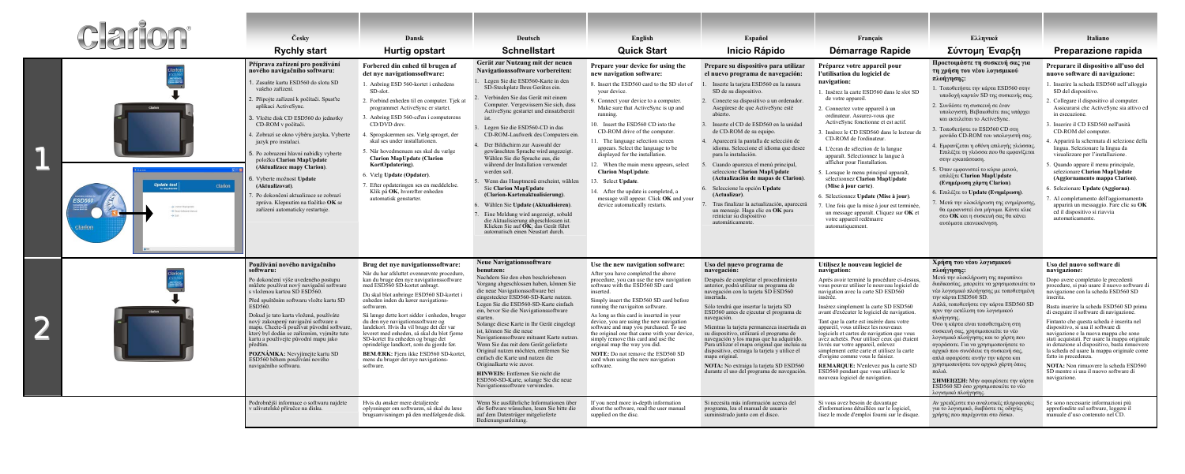# Clarion

## Česky — Rychlý start

### Příprava zařízení pro používání nového navigačního softwaru:

1. Zasuňte kartu ESD560 do slotu SD vašeho zařízení.
2. Připojte zařízení k počítači. Spusťte aplikaci ActiveSync.
3. Vložte disk CD ESD560 do jednotky CD-ROM v počítači.
4. Zobrazí se okno výběru jazyka. Vyberte jazyk pro instalaci.
5. Po zobrazení hlavní nabídky vyberte položku **Clarion MapUpdate (Aktualizace mapy Clarion)**.
6. Vyberte možnost **Update (Aktualizovat)**.
7. Po dokončení aktualizace se zobrazí zpráva. Klepnutím na tlačítko **OK** se zařízení automaticky restartuje.

### Používání nového navigačního softwaru:

Po dokončení výše uvedeného postupu můžete používat nový navigační software s vloženou kartou SD ESD560.

Před spuštěním softwaru vložte kartu SD ESD560.

Dokud je tato karta vložena, používáte nový zakoupený navigační software a mapu. Chcete-li používat původní software, který byl dodán se zařízením, vyjměte tuto kartu a používejte původní mapu jako předtím.

**POZNÁMKA:** Nevyjímejte kartu SD ESD560 během používání nového navigačního softwaru.

Podrobnější informace o softwaru najdete v uživatelské příručce na disku.

## Dansk — Hurtig opstart

### Forbered din enhed til brugen af det nye navigationssoftware:

1. Anbring ESD 560-kortet i enhedens SD-slot.
2. Forbind enheden til en computer. Tjek at programmet ActiveSync er startet.
3. Anbring ESD 560-cd'en i computerens CD/DVD drev.
4. Sprogskærmen ses. Vælg sproget, der skal ses under installationen.
5. Når hovedmenuen ses skal du vælge **Clarion MapUpdate (Clarion KortOpdatering)**.
6. Vælg **Update (Opdater)**.
7. Efter opdateringen ses en meddelelse. Klik på **OK**, hvorefter enheden automatisk genstarter.

### Brug det nye navigationssoftware:

Når du har afsluttet ovennævnte procedure, kan du bruge den nye navigationssoftware med ESD560 SD-kortet anbragt.

Du skal blot anbringe ESD560 SD-kortet i enheden inden du kører navigations-softwaren.

Så længe dette kort sidder i enheden, bruger du den nye navigationssoftware og landekort. Hvis du vil bruge det der var leveret med enheden, så skal du blot fjerne SD-kortet fra enheden og bruge det oprindelige landkort, som du gjorde før.

**BEMÆRK:** Fjern ikke ESD560 SD-kortet, mens du bruger det nye navigations-software.

Hvis du ønsker mere detaljerede oplysninger om softwaren, så skal du læse brugsanvisningen på den medfølgende disk.

## Deutsch — Schnellstart

### Gerät zur Nutzung mit der neuen Navigationssoftware vorbereiten:

1. Legen Sie die ESD560-Karte in den SD-Steckplatz Ihres Gerätes ein.
2. Verbinden Sie das Gerät mit einem Computer. Vergewissern Sie sich, dass ActiveSync gestartet und einsatzbereit ist.
3. Legen Sie die ESD560-CD in das CD-ROM-Laufwerk des Computers ein.
4. Der Bildschirm zur Auswahl der gewünschten Sprache wird angezeigt. Wählen Sie die Sprache aus, die während der Installation verwendet werden soll.
5. Wenn das Hauptmenü erscheint, wählen Sie **Clarion MapUpdate (Clarion-Kartenaktualisierung)**.
6. Wählen Sie **Update (Aktualisieren)**.
7. Eine Meldung wird angezeigt, sobald die Aktualisierung abgeschlossen ist. Klicken Sie auf **OK**; das Gerät führt automatisch einen Neustart durch.

### Neue Navigationssoftware benutzen:

Nachdem Sie den oben beschriebenen Vorgang abgeschlossen haben, können Sie die neue Navigationssoftware bei eingesteckter ESD560-SD-Karte nutzen.

Legen Sie die ESD560-SD-Karte einfach ein, bevor Sie die Navigationssoftware starten.

Solange diese Karte in Ihr Gerät eingelegt ist, können Sie die neue Navigationssoftware mitsamt Karte nutzen. Wenn Sie das mit dem Gerät gelieferte Original nutzen möchten, entfernen Sie einfach die Karte und nutzen die Originalkarte wie zuvor.

**HINWEIS:** Entfernen Sie nicht die ESD560-SD-Karte, solange Sie die neue Navigationssoftware verwenden.

Wenn Sie ausführliche Informationen über die Software wünschen, lesen Sie bitte die auf dem Datenträger mitgelieferte Bedienungsanleitung.

## English — Quick Start

### Prepare your device for using the new navigation software:

8. Insert the ESD560 card to the SD slot of your device.
9. Connect your device to a computer. Make sure that ActiveSync is up and running.
10. Insert the ESD560 CD into the CD-ROM drive of the computer.
11. The language selection screen appears. Select the language to be displayed for the installation.
12. When the main menu appears, select **Clarion MapUpdate**.
13. Select **Update**.
14. After the update is completed, a message will appear. Click **OK** and your device automatically restarts.

### Use the new navigation software:

After you have completed the above procedure, you can use the new navigation software with the ESD560 SD card inserted.

Simply insert the ESD560 SD card before running the navigation software.

As long as this card is inserted in your device, you are using the new navigation software and map you purchased. To use the original one that came with your device, simply remove this card and use the original map the way you did.

**NOTE:** Do not remove the ESD560 SD card while using the new navigation software.

If you need more in-depth information about the software, read the user manual supplied on the disc.

## Español — Inicio Rápido

### Prepare su dispositivo para utilizar el nuevo programa de navegación:

1. Inserte la tarjeta ESD560 en la ranura SD de su dispositivo.
2. Conecte su dispositivo a un ordenador. Asegúrese de que ActiveSync esté abierto.
3. Inserte el CD de ESD560 en la unidad de CD-ROM de su equipo.
4. Aparecerá la pantalla de selección de idioma. Seleccione el idioma que desee para la instalación.
5. Cuando aparezca el menú principal, seleccione **Clarion MapUpdate (Actualización de mapas de Clarion)**.
6. Seleccione la opción **Update (Actualizar)**.
7. Tras finalizar la actualización, aparecerá un mensaje. Haga clic en **OK** para reiniciar su dispositivo automáticamente.

### Uso del nuevo programa de navegación:

Después de completar el procedimiento anterior, podrá utilizar su programa de navegación con la tarjeta SD ESD560 insertada.

Sólo tendrá que insertar la tarjeta SD ESD560 antes de ejecutar el programa de navegación.

Mientras la tarjeta permanezca insertada en su dispositivo, utilizará el programa de navegación y los mapas que ha adquirido. Para utilizar el mapa original que incluía su dispositivo, extraiga la tarjeta y utilice el mapa original.

**NOTA:** No extraiga la tarjeta SD ESD560 durante el uso del programa de navegación.

Si necesita más información acerca del programa, lea el manual de usuario suministrado junto con el disco.

## Français — Démarrage Rapide

### Préparez votre appareil pour l'utilisation du logiciel de navigation:

1. Insérez la carte ESD560 dans le slot SD de votre appareil.
2. Connectez votre appareil à un ordinateur. Assurez-vous que ActiveSync fonctionne et est actif.
3. Insérez le CD ESD560 dans le lecteur de CD-ROM de l'ordinateur.
4. L'écran de sélection de la langue apparaît. Sélectionnez la langue à afficher pour l'installation.
5. Lorsque le menu principal apparaît, sélectionnez **Clarion MapUpdate (Mise à jour carte)**.
6. Sélectionnez **Update (Mise à jour)**.
7. Une fois que la mise à jour est terminée, un message apparaît. Cliquez sur **OK** et votre appareil redémarre automatiquement.

### Utilisez le nouveau logiciel de navigation:

Après avoir terminé la procédure ci-dessus, vous pouvez utiliser le nouveau logiciel de navigation avec la carte SD ESD560 insérée.

Insérez simplement la carte SD ESD560 avant d'exécuter le logiciel de navigation.

Tant que la carte est insérée dans votre appareil, vous utilisez les nouveaux logiciels et cartes de navigation que vous avez achetés. Pour utiliser ceux qui étaient livrés sur votre appareil, enlevez simplement cette carte et utilisez la carte d'origine comme vous le faisiez.

**REMARQUE:** N'enlevez pas la carte SD ESD560 pendant que vous utilisez le nouveau logiciel de navigation.

Si vous avez besoin de davantage d'informations détaillées sur le logiciel, lisez le mode d'emploi fourni sur le disque.

## Ελληνικά — Σύντομη Έναρξη

### Προετοιμάστε τη συσκευή σας για τη χρήση του νέου λογισμικού πλοήγησης:

1. Τοποθετήστε την κάρτα ESD560 στην υποδοχή καρτών SD της συσκευής σας.
2. Συνδέστε τη συσκευή σε έναν υπολογιστή. Βεβαιωθείτε πως υπάρχει και εκτελείται το ActiveSync.
3. Τοποθετήστε το ESD560 CD στη μονάδα CD-ROM του υπολογιστή σας.
4. Εμφανίζεται η οθόνη επιλογής γλώσσας. Επιλέξτε τη γλώσσα που θα εμφανίζεται στην εγκατάσταση.
5. Όταν εμφανιστεί το κύριο μενού, επιλέξτε **Clarion MapUpdate (Ενημέρωση χάρτη Clarion)**.
6. Επιλέξτε το **Update (Ενημέρωση)**.
7. Μετά την ολοκλήρωση της ενημέρωσης, θα εμφανιστεί ένα μήνυμα. Κάντε κλικ στο **OK** και η συσκευή σας θα κάνει αυτόματα επανεκκίνηση.

### Χρήση του νέου λογισμικού πλοήγησης:

Μετά την ολοκλήρωση της παραπάνω διαδικασίας, μπορείτε να χρησιμοποιείτε το νέο λογισμικό πλοήγησης με τοποθετημένη την κάρτα ESD560 SD.

Απλά, τοποθετήστε την κάρτα ESD560 SD πριν την εκτέλεση του λογισμικού πλοήγησης.

Όσο η κάρτα είναι τοποθετημένη στη συσκευή σας, χρησιμοποιείτε το νέο λογισμικό πλοήγησης και το χάρτη που αγοράσατε. Για να χρησιμοποιήσετε το αρχικό που συνόδευε τη συσκευή σας, απλά αφαιρέστε αυτήν την κάρτα και χρησιμοποιήστε τον αρχικό χάρτη όπως παλιά.

**ΣΗΜΕΙΩΣΗ:** Μην αφαιρέσετε την κάρτα ESD560 SD όσο χρησιμοποιείτε το νέο λογισμικό πλοήγησης.

Αν χρειάζεστε πιο αναλυτικές πληροφορίες για το λογισμικό, διαβάστε τις οδηγίες χρήσης που παρέχονται στο δίσκο.

## Italiano — Preparazione rapida

### Preparare il dispositivo all'uso del nuovo software di navigazione:

1. Inserire la scheda ESD560 nell'alloggio SD del dispositivo.
2. Collegare il dispositivo al computer. Assicurarsi che ActiveSync sia attivo ed in esecuzione.
3. Inserire il CD ESD560 nell'unità CD-ROM del computer.
4. Apparirà la schermata di selezione della lingua. Selezionare la lingua da visualizzare per l'installazione.
5. Quando appare il menu principale, selezionare **Clarion MapUpdate (Aggiornamento mappa Clarion)**.
6. Selezionare **Update (Aggiorna)**.
7. Al completamento dell'aggiornamento apparirà un messaggio. Fare clic su **OK** ed il dispositivo si riavvia automaticamente.

### Uso del nuovo software di navigazione:

Dopo avere completato le precedenti procedure, si può usare il nuovo software di navigazione con la scheda ESD560 SD inserita.

Basta inserire la scheda ESD560 SD prima di eseguire il software di navigazione.

Fintanto che questa scheda è inserita nel dispositivo, si usa il software di navigazione e la nuova mappa che sono stati acquistati. Per usare la mappa originale in dotazione al dispositivo, basta rimuovere la scheda ed usare la mappa originale come fatto in precedenza.

**NOTA:** Non rimuovere la scheda ESD560 SD mentre si usa il nuovo software di navigazione.

Se sono necessarie informazioni più approfondite sul software, leggere il manuale d'uso contenuto nel CD.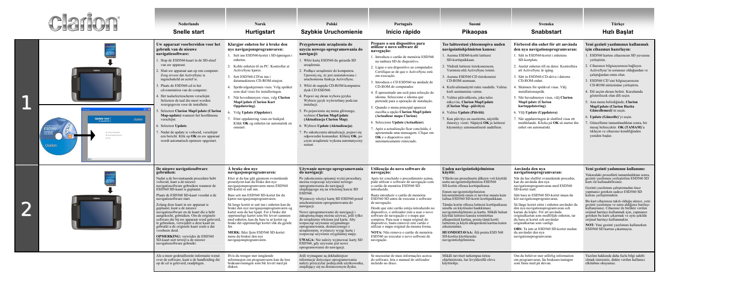# Clarion

## Nederlands — Snelle start

**Uw apparaat voorbereiden voor het gebruik van de nieuwe navigatiesoftware:**

1. Stop de ESD560-kaart in de SD-sleuf van uw apparaat.
2. Sluit uw apparaat aan op een computer. Zorg ervoor dat ActiveSync is ingeschakeld en actief is.
3. Plaats de ESD560-cd in het cd-romstation van de computer.
4. Het taalselectiescherm verschijnt. Selecteer de taal die moet worden weergegeven voor de installatie.
5. Selecteer **Clarion MapUpdate (Clarion Map-update)** wanneer het hoofdmenu verschijnt.
6. Selecteer **Update**.
7. Nadat de update is voltooid, verschijnt een bericht. Klik op **OK** en uw apparaat wordt automatisch opnieuw opgestart.

**De nieuwe navigatiesoftware gebruiken:**

Nadat u de bovenstaande procedure hebt voltooid, kunt u de nieuwe navigatiesoftware gebruiken wanneer de ESD560 SD-kaart is geplaatst.

Plaats de ESD560 SD-kaart voordat u de navigatiesoftware start.

Zolang deze kaart in uw apparaat is geplaatst, kunt u de nieuwe navigatiesoftware en de kaart die u hebt aangekocht, gebruiken. Om de originele software die bij uw apparaat werd geleverd, te gebruiken, verwijdert u deze kaart en gebruikt u de originele kaart zoals u dat voorheen deed.

**OPMERKING:** verwijder de ESD560 SD-kaart niet terwijl u de nieuwe navigatiesoftware gebruikt.

Als u meer gedetailleerde informatie wenst over de software, kunt u de handleiding die op de cd is geleverd, raadplegen.

## Norsk — Hurtigstart

**Klargjør enheten for å bruke den nye navigasjonsprogramvaren:**

1. Sett inn ESD560-kortet i SD-åpningen i enheten.
2. Koble enheten til en PC. Kontroller at ActiveSync kjøres.
3. Sett ESD560-CD'en inn i datamaskinens CD-ROM-stasjon.
4. Språkvalgskjermen vises. Velg språket som skal vises for installeringen.
5. Når hovedmenyen vises, velg **Clarion MapUpdate (Clarion Kart Oppdatering)**.
6. Velg **Update (Oppdater)**.
7. Etter oppdatering vises en beskjed. Klikk **OK** og enheten tar automatisk en omstart.

**Å bruke den nye navigasjonsprogramvaren:**

Etter at du har gått gjennom ovenstående prosedyren kan du bruke den nye navigasjonsprogramvaren med ESD560 SD-kortet er satt inn.

Bare sett inn ESD560 SD-kortet før du kjører navigasjonsprogramvaren.

Så lenge kortet er satt inn i enheten kan du bruke den nye navigasjonsprogramvaren og kartet som du har kjøpt. For å bruke det opprinnelige kartet som ble levert sammen med enheten, kan du bare ta ut kortet og bruke det opprinnelige kortet slik du gjorde før.

**MERK:** Ikke fjern ESD560 SD-kortet mens du bruker den nye navigasjonsprogramvaren.

Hvis du trenger mer inngående informasjon om programvaren kan du lese bruksanvisningen som ble levert med på disken.

## Polski — Szybkie Uruchomienie

**Przygotowanie urządzenia do użycia nowego oprogramowania do nawigacji:**

1. Włóż kartę ESD560 do gniazda SD urządzenia.
2. Podłącz urządzenie do komputera. Upewnij się, że jest zainstalowana i uruchomiona funkcja ActiveSync.
3. Włóż do napędu CD-ROM komputera dysk CD ESD560.
4. Pojawi się ekran wyboru języka. Wybierz język wyświetlany podczas instalacji.
5. Po pojawieniu się menu głównego, wybierz **Clarion MapUpdate (Aktualizacja Clarion Map)**.
6. Wybierz **Update (Aktualizacja)**.
7. Po zakończeniu aktualizacji, pojawi się odpowiedni komunikat. Kliknij **OK**, po czym urządzenie wykona automatyczny restart.

**Używanie nowego oprogramowania do nawigacji:**

Po zakończeniu opisanej wyżej procedury, można rozpocząć używanie nowego oprogramowania do nawigacji znajdującego się na włożonej karcie SD ESD560.

Wystarczy włożyć kartę SD ESD560 przed uruchomieniem oprogramowania do nawigacji.

Nowe oprogramowanie do nawigacji i zakupioną mapę można używać, jeśli tylko do urządzenia włożona jest karta. Aby rozpocząć używanie oryginalnego oprogramowania, dostarczonego z urządzeniem, wystarczy wyjąć kartę i rozpocząć używanie oryginalnej mapy.

**UWAGA:** Nie należy wyjmować karty SD ESD560, gdy używane jest nowe oprogramowanie do nawigacji.

Jeśli wymagane są dokładniejsze informacje dotyczące oprogramowania należy przeczytać podręcznik użytkownika, znajdujący się na dostarczonym dysku.

## Português — Início rápido

**Prepare o seu dispositivo para utilizar o novo software de navegação:**

1. Introduza o cartão de memória ESD560 na ranhura SD do dispositivo.
2. Ligue o seu dispositivo ao computador. Certifique-se de que o ActiveSync está em execução.
3. Introduza o CD ESD560 na unidade de CD-ROM do computador.
4. É apresentado um ecrã para selecção do idioma. Seleccione o idioma que pretende para a operação de instalação.
5. Quando o menu principal aparecer escolha a opção **Clarion MapUpdate (Actualizar mapa Clarion)**.
6. Seleccione **Update (Actualizar)**.
7. Após a actualização ficar concluída, é apresentada uma mensagem. Clique em **OK** e o dispositivo será automaticamente reiniciado.

**Utilização do novo software de navegação:**

Após ter concluído o procedimento acima, pode utilizar o software de navegação com o cartão de memória ESD560 SD introduzido.

Basta introduzir o cartão de memória ESD560 SD antes de executar o software de navegação.

Desde que este cartão esteja introduzido no dispositivo, o utilizador está a usar o novo software de navegação e o mapa que comprou. Para usar o mapa original do dispositivo, basta remover este cartão e utilizar o mapa original da mesma forma.

**NOTA:** Não remova o cartão de memória ESD560 ao executar o novo software de navegação.

Se necessitar de mais informações acerca do software, leia o manual do utilizador incluído no disco.

## Suomi — Pikaopas

**Tee laitteestasi yhteensopiva uuden navigointiohjelmiston kanssa:**

1. Asenna ESD560-kortti laitteesi SD-korttipaikkaan.
2. Yhdistä laitteesi tietokoneeseen. Varmista että ActiveSync toimii.
3. Asenna ESD560 CD tietokoneesi CD-ROM asemaan.
4. Kielivalintanäyttö tulee nuudulle. Valitse kieli asentamista varten.
5. Valitse päävalikosta, joka tulee näkyviin, **Clarion MapUpdate (Clarion Map –päivitys)**.
6. Valitse **Update (Päivitä)**.
7. Kun päivitys on suoritettu, näytölle ilmestyy viesti. Näpäytä **OK** ja laitteesi käynnistyy automaattisesti uudelleen.

**Uuden navigointiohjelmiston käyttö:**

Ylläolevan proseduurin jälkeen voit käyttää uutta navigointiohjelmistoa ESD560 SD-kortin ollessa korttipaikassa.

Ennen navigointiohjelmiston käynnistämistä sinun ei tarvitse muuta kuin laittaa ESD560 SD-kortti korttipaikkaan.

Tämän kortin ollessa laitteesi korttipaikassa sinulla on käytössäsi hankkimasi navigointiohjelmisto ja kartta. Mikäli haluat käyttää laitteesi kanssa toimitettua alkuperäistä karttaa, poista tämä kortti laitteesta ja käytä alkuperäistä karttaa kuten aikaisemmin.

**HUOMIOITAVAA:** Älä poista ESD 560 SD-korttia käyttäessäsi navigointiohjelmistoa.

Mikäli tarvitset tarkempaa tietoa ohjelmistosta, lue levykkeellä oleva käyttöohje.

## Svenska — Snabbstart

**Förbered din enhet för att använda den nya navigationsprogramvaran:**

1. Sätt in ESD560-kortet i enhetens SD-kortplats.
2. Anslut enheten till en dator. Kontrollera att ActiveSync är igång.
3. Sätt in ESD560-CD-skiva i datorns CD-ROM-enhet.
4. Skärmen för språkval visas. Välj installationsspråk.
5. När huvudmenyn visas, välj **Clarion MapUpdate (Clarion kartuppdatering)**.
6. Välj **Update (Uppdatera)**.
7. När uppdateringen är slutförd visas ett meddelande. Klicka på **OK** så startar din enhet om automatiskt.

**Använda den nya navigationsprogramvaran:**

När du har slutfört ovanstående procedur, kan du använda den nya navigationsprogramvaran med ESD560 SD-kortet isatt.

Sätt bara in ESD560 SD-kortet innan du kör navigationsprogramvaran.

Så länge kortet sitter i enheten använder du den nya navigationsprogramvaran och kartan du köpte. För att använda originalkartan som medföljde enheten, tar du bara ut kortet och använder originalkartan som vanligt.

**OBS:** Ta inte ut ESD560 SD-kortet medan du använder den nya navigationsprogramvaran.

Om du behöver mer utförlig information om programvaran, läs bruksanvisningen som finns med på skivan.

## Türkçe — Hızlı Başlat

**Yeni gezinti yazılımının kullanmak için cihazınızı hazırlayın:**

1. ESD560 kartını cihazınızın SD yuvasına yerleştirin.
2. Cihazınızı bilgisayarınıza bağlayın. ActiveSync'in sorunsuz olduğundan ve çalıştığından emin olun.
3. ESD560 CD'sini bilgisayarınızın CD-ROM sürücüsüne yerleştirin.
4. Dil seçim ekranı belirir. Kurulumda gösterilecek olan dili seçin.
5. Ana menu belirdiğinde, **Clarion MapUpdate (Clarion Harita Güncellemesi)**'ni seçin.
6. **Update (Güncelle)**'yi seçin.
7. Güncelleme tamamlandıktan sonra, bir mesaj belirecektir. **OK (TAMAM)**'a tıklayın ve cihazınız kendiliğinden yeniden başlar.

**Yeni gezinti yazılımının kullanımı:**

Yukarıdaki prosedürü tamamladıktan sonra, gezinti yazılımını yerleştirilen ESD560 SD kartı ile kullanabilirsiniz.

Gezinti yazılımını çalıştırmadan önce yapmanız gereken sadece ESD560 SD kartını yerleştirmektir.

Bu kart cihazınıza takılı olduğu sürece, yeni gezinti yazılımını ve satın aldığınız haritayı kullanırsınız. Cihazınız ile birlikte verilen orijinal haritayı kullanmak için, yapmanız gereken bu kartı çıkarmak ve aynı şekilde orijinal haritayı kullanmaktır.

**NOT:** Yeni gezinti yazılımını kullanırken ESD560 SD kartını çıkarmayın.

Yazılım hakkında daha fazla bilgi sahibi olmak isterseniz, diskte verilen kullanıcı elkitabını okuyunuz.